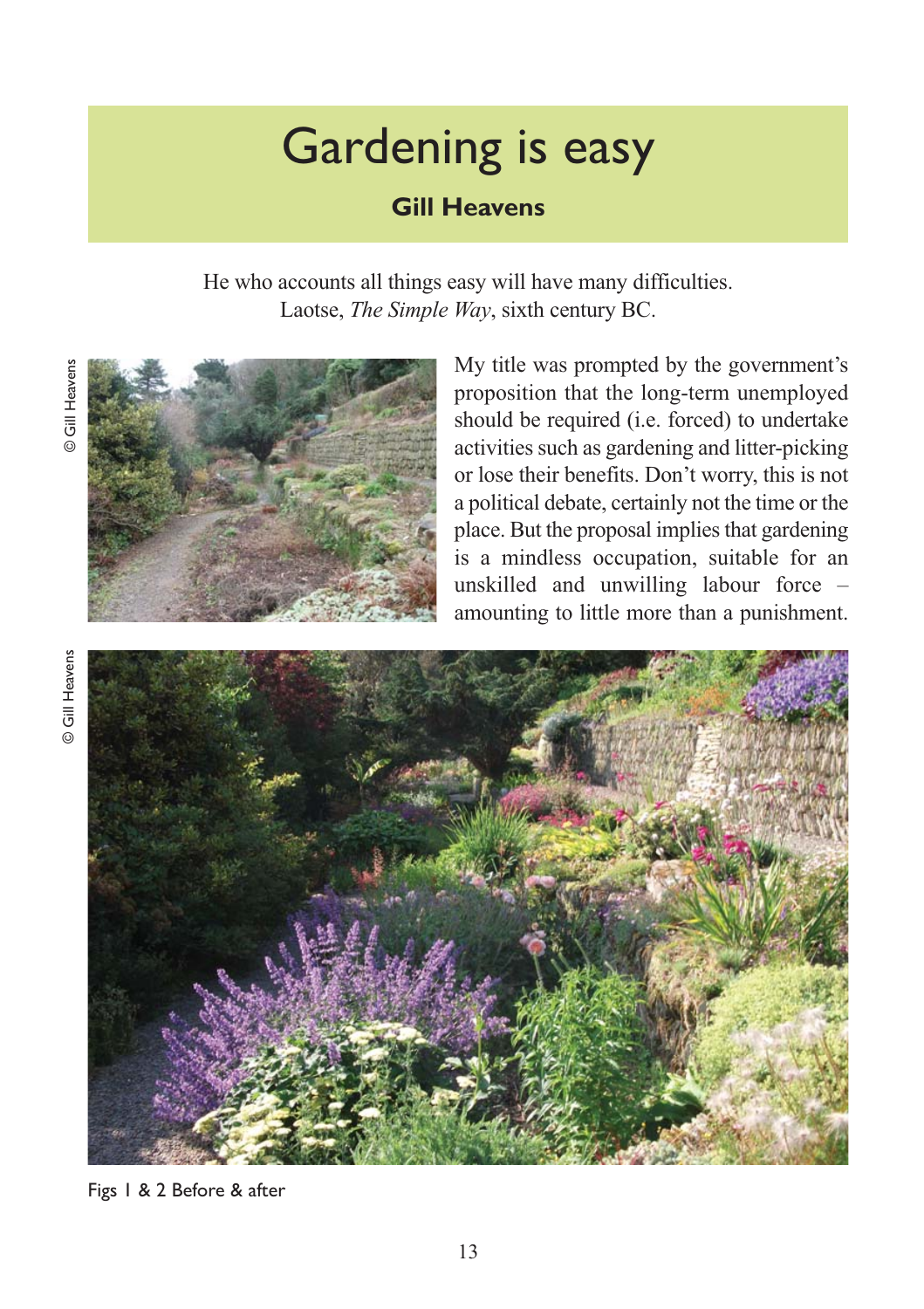# Gardening is easy

**Gill Heavens**

He who accounts all things easy will have many difficulties.
Laotse, *The Simple Way*, sixth century BC.

© Gill Heavens

My title was prompted by the government's proposition that the long-term unemployed should be required (i.e. forced) to undertake activities such as gardening and litter-picking or lose their benefits. Don't worry, this is not a political debate, certainly not the time or the place. But the proposal implies that gardening is a mindless occupation, suitable for an unskilled and unwilling labour force – amounting to little more than a punishment.

© Gill Heavens

Figs 1 & 2 Before & after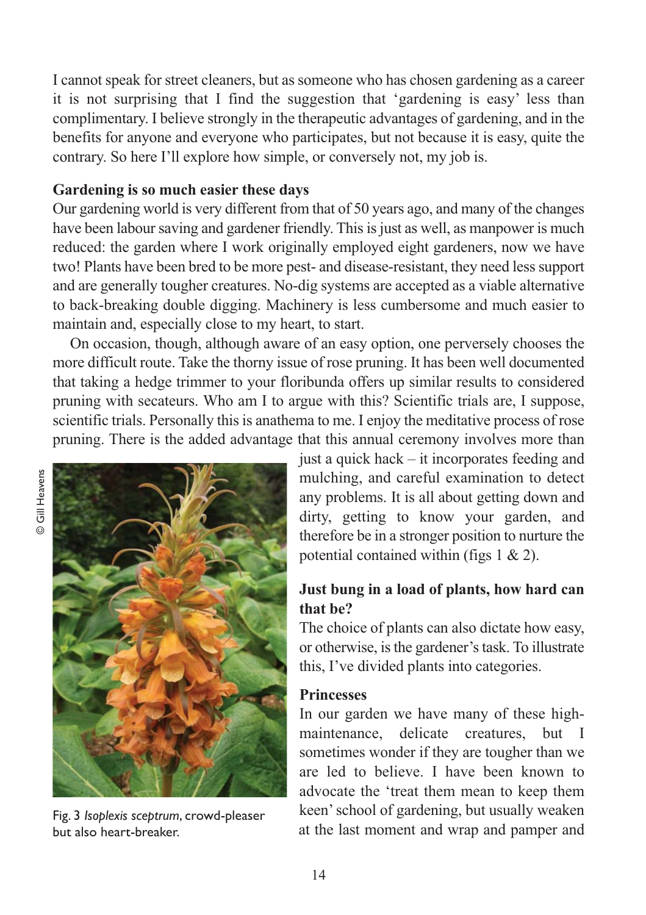I cannot speak for street cleaners, but as someone who has chosen gardening as a career it is not surprising that I find the suggestion that 'gardening is easy' less than complimentary. I believe strongly in the therapeutic advantages of gardening, and in the benefits for anyone and everyone who participates, but not because it is easy, quite the contrary. So here I'll explore how simple, or conversely not, my job is.

**Gardening is so much easier these days**

Our gardening world is very different from that of 50 years ago, and many of the changes have been labour saving and gardener friendly. This is just as well, as manpower is much reduced: the garden where I work originally employed eight gardeners, now we have two! Plants have been bred to be more pest- and disease-resistant, they need less support and are generally tougher creatures. No-dig systems are accepted as a viable alternative to back-breaking double digging. Machinery is less cumbersome and much easier to maintain and, especially close to my heart, to start.

On occasion, though, although aware of an easy option, one perversely chooses the more difficult route. Take the thorny issue of rose pruning. It has been well documented that taking a hedge trimmer to your floribunda offers up similar results to considered pruning with secateurs. Who am I to argue with this? Scientific trials are, I suppose, scientific trials. Personally this is anathema to me. I enjoy the meditative process of rose pruning. There is the added advantage that this annual ceremony involves more than just a quick hack – it incorporates feeding and mulching, and careful examination to detect any problems. It is all about getting down and dirty, getting to know your garden, and therefore be in a stronger position to nurture the potential contained within (figs 1 & 2).

© Gill Heavens

Fig. 3 *Isoplexis sceptrum*, crowd-pleaser but also heart-breaker.

**Just bung in a load of plants, how hard can that be?**

The choice of plants can also dictate how easy, or otherwise, is the gardener's task. To illustrate this, I've divided plants into categories.

**Princesses**

In our garden we have many of these high-maintenance, delicate creatures, but I sometimes wonder if they are tougher than we are led to believe. I have been known to advocate the 'treat them mean to keep them keen' school of gardening, but usually weaken at the last moment and wrap and pamper and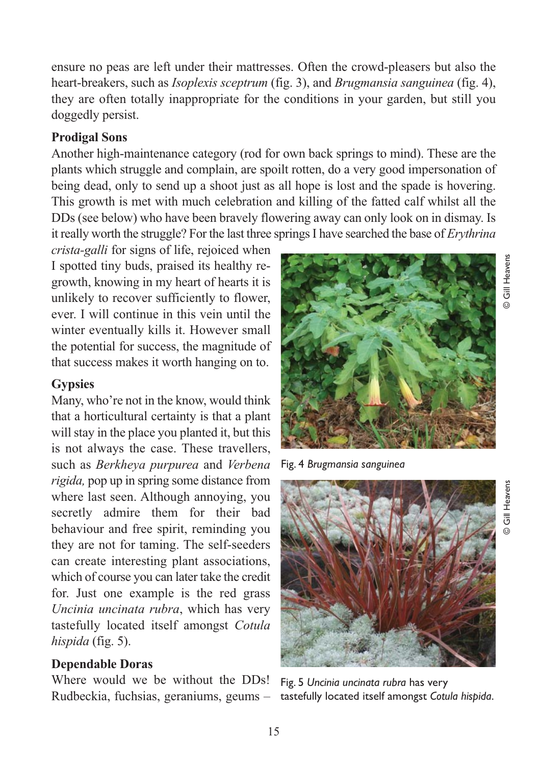ensure no peas are left under their mattresses. Often the crowd-pleasers but also the heart-breakers, such as *Isoplexis sceptrum* (fig. 3), and *Brugmansia sanguinea* (fig. 4), they are often totally inappropriate for the conditions in your garden, but still you doggedly persist.

**Prodigal Sons**

Another high-maintenance category (rod for own back springs to mind). These are the plants which struggle and complain, are spoilt rotten, do a very good impersonation of being dead, only to send up a shoot just as all hope is lost and the spade is hovering. This growth is met with much celebration and killing of the fatted calf whilst all the DDs (see below) who have been bravely flowering away can only look on in dismay. Is it really worth the struggle? For the last three springs I have searched the base of *Erythrina crista-galli* for signs of life, rejoiced when I spotted tiny buds, praised its healthy re-growth, knowing in my heart of hearts it is unlikely to recover sufficiently to flower, ever. I will continue in this vein until the winter eventually kills it. However small the potential for success, the magnitude of that success makes it worth hanging on to.

Fig. 4 *Brugmansia sanguinea*

© Gill Heavens

**Gypsies**

Many, who're not in the know, would think that a horticultural certainty is that a plant will stay in the place you planted it, but this is not always the case. These travellers, such as *Berkheya purpurea* and *Verbena rigida,* pop up in spring some distance from where last seen. Although annoying, you secretly admire them for their bad behaviour and free spirit, reminding you they are not for taming. The self-seeders can create interesting plant associations, which of course you can later take the credit for. Just one example is the red grass *Uncinia uncinata rubra*, which has very tastefully located itself amongst *Cotula hispida* (fig. 5).

Fig. 5 *Uncinia uncinata rubra* has very tastefully located itself amongst *Cotula hispida*.

© Gill Heavens

**Dependable Doras**

Where would we be without the DDs! Rudbeckia, fuchsias, geraniums, geums –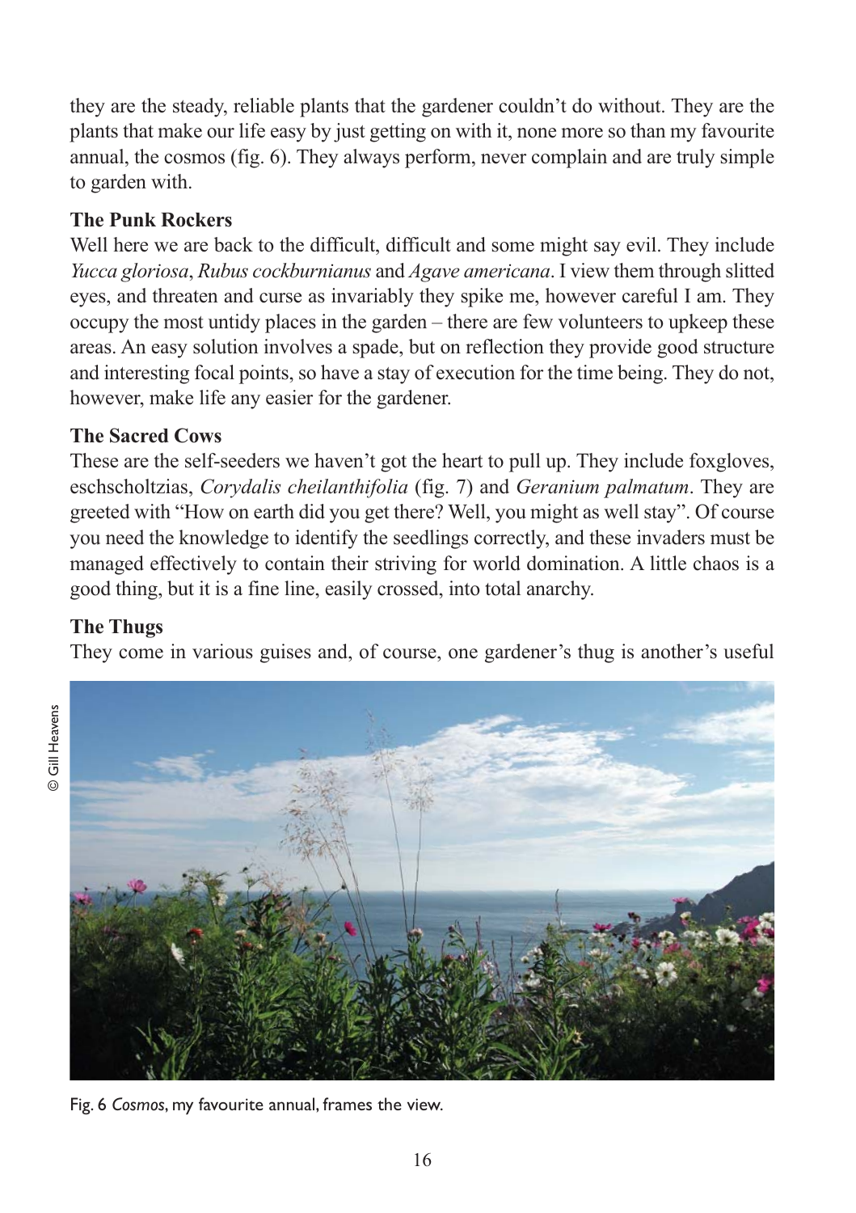they are the steady, reliable plants that the gardener couldn't do without. They are the plants that make our life easy by just getting on with it, none more so than my favourite annual, the cosmos (fig. 6). They always perform, never complain and are truly simple to garden with.

**The Punk Rockers**

Well here we are back to the difficult, difficult and some might say evil. They include *Yucca gloriosa*, *Rubus cockburnianus* and *Agave americana*. I view them through slitted eyes, and threaten and curse as invariably they spike me, however careful I am. They occupy the most untidy places in the garden – there are few volunteers to upkeep these areas. An easy solution involves a spade, but on reflection they provide good structure and interesting focal points, so have a stay of execution for the time being. They do not, however, make life any easier for the gardener.

**The Sacred Cows**

These are the self-seeders we haven't got the heart to pull up. They include foxgloves, eschscholtzias, *Corydalis cheilanthifolia* (fig. 7) and *Geranium palmatum*. They are greeted with "How on earth did you get there? Well, you might as well stay". Of course you need the knowledge to identify the seedlings correctly, and these invaders must be managed effectively to contain their striving for world domination. A little chaos is a good thing, but it is a fine line, easily crossed, into total anarchy.

**The Thugs**

They come in various guises and, of course, one gardener's thug is another's useful

© Gill Heavens

Fig. 6 *Cosmos*, my favourite annual, frames the view.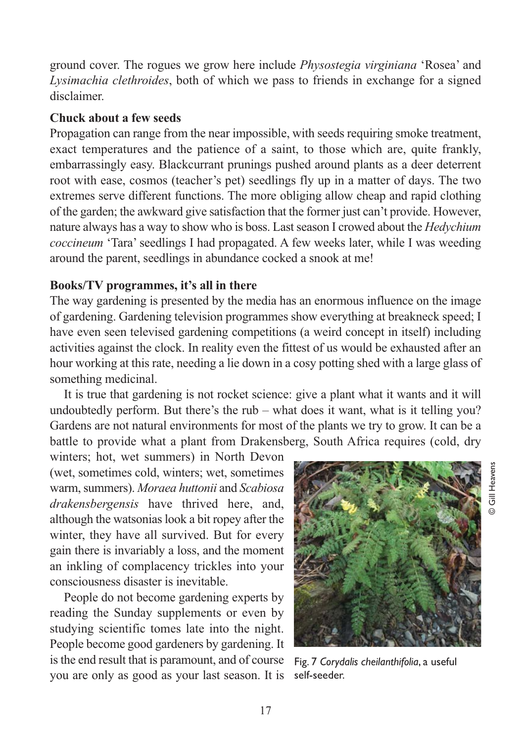ground cover. The rogues we grow here include *Physostegia virginiana* 'Rosea' and *Lysimachia clethroides*, both of which we pass to friends in exchange for a signed disclaimer.

**Chuck about a few seeds**

Propagation can range from the near impossible, with seeds requiring smoke treatment, exact temperatures and the patience of a saint, to those which are, quite frankly, embarrassingly easy. Blackcurrant prunings pushed around plants as a deer deterrent root with ease, cosmos (teacher's pet) seedlings fly up in a matter of days. The two extremes serve different functions. The more obliging allow cheap and rapid clothing of the garden; the awkward give satisfaction that the former just can't provide. However, nature always has a way to show who is boss. Last season I crowed about the *Hedychium coccineum* 'Tara' seedlings I had propagated. A few weeks later, while I was weeding around the parent, seedlings in abundance cocked a snook at me!

**Books/TV programmes, it's all in there**

The way gardening is presented by the media has an enormous influence on the image of gardening. Gardening television programmes show everything at breakneck speed; I have even seen televised gardening competitions (a weird concept in itself) including activities against the clock. In reality even the fittest of us would be exhausted after an hour working at this rate, needing a lie down in a cosy potting shed with a large glass of something medicinal.

It is true that gardening is not rocket science: give a plant what it wants and it will undoubtedly perform. But there's the rub – what does it want, what is it telling you? Gardens are not natural environments for most of the plants we try to grow. It can be a battle to provide what a plant from Drakensberg, South Africa requires (cold, dry winters; hot, wet summers) in North Devon (wet, sometimes cold, winters; wet, sometimes warm, summers). *Moraea huttonii* and *Scabiosa drakensbergensis* have thrived here, and, although the watsonias look a bit ropey after the winter, they have all survived. But for every gain there is invariably a loss, and the moment an inkling of complacency trickles into your consciousness disaster is inevitable.

People do not become gardening experts by reading the Sunday supplements or even by studying scientific tomes late into the night. People become good gardeners by gardening. It is the end result that is paramount, and of course you are only as good as your last season. It is

© Gill Heavens

Fig. 7 *Corydalis cheilanthifolia*, a useful self-seeder.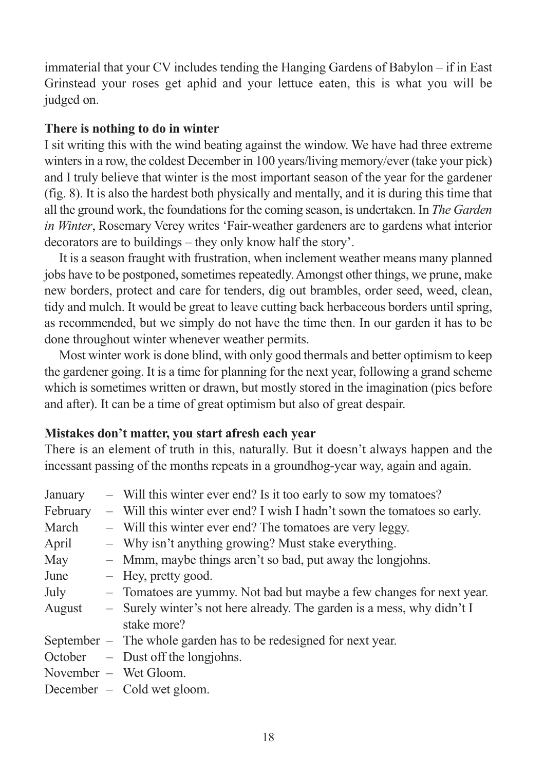immaterial that your CV includes tending the Hanging Gardens of Babylon – if in East Grinstead your roses get aphid and your lettuce eaten, this is what you will be judged on.

**There is nothing to do in winter**

I sit writing this with the wind beating against the window. We have had three extreme winters in a row, the coldest December in 100 years/living memory/ever (take your pick) and I truly believe that winter is the most important season of the year for the gardener (fig. 8). It is also the hardest both physically and mentally, and it is during this time that all the ground work, the foundations for the coming season, is undertaken. In *The Garden in Winter*, Rosemary Verey writes 'Fair-weather gardeners are to gardens what interior decorators are to buildings – they only know half the story'.

It is a season fraught with frustration, when inclement weather means many planned jobs have to be postponed, sometimes repeatedly. Amongst other things, we prune, make new borders, protect and care for tenders, dig out brambles, order seed, weed, clean, tidy and mulch. It would be great to leave cutting back herbaceous borders until spring, as recommended, but we simply do not have the time then. In our garden it has to be done throughout winter whenever weather permits.

Most winter work is done blind, with only good thermals and better optimism to keep the gardener going. It is a time for planning for the next year, following a grand scheme which is sometimes written or drawn, but mostly stored in the imagination (pics before and after). It can be a time of great optimism but also of great despair.

**Mistakes don't matter, you start afresh each year**

There is an element of truth in this, naturally. But it doesn't always happen and the incessant passing of the months repeats in a groundhog-year way, again and again.

January – Will this winter ever end? Is it too early to sow my tomatoes?
February – Will this winter ever end? I wish I hadn't sown the tomatoes so early.
March – Will this winter ever end? The tomatoes are very leggy.
April – Why isn't anything growing? Must stake everything.
May – Mmm, maybe things aren't so bad, put away the longjohns.
June – Hey, pretty good.
July – Tomatoes are yummy. Not bad but maybe a few changes for next year.
August – Surely winter's not here already. The garden is a mess, why didn't I stake more?
September – The whole garden has to be redesigned for next year.
October – Dust off the longjohns.
November – Wet Gloom.
December – Cold wet gloom.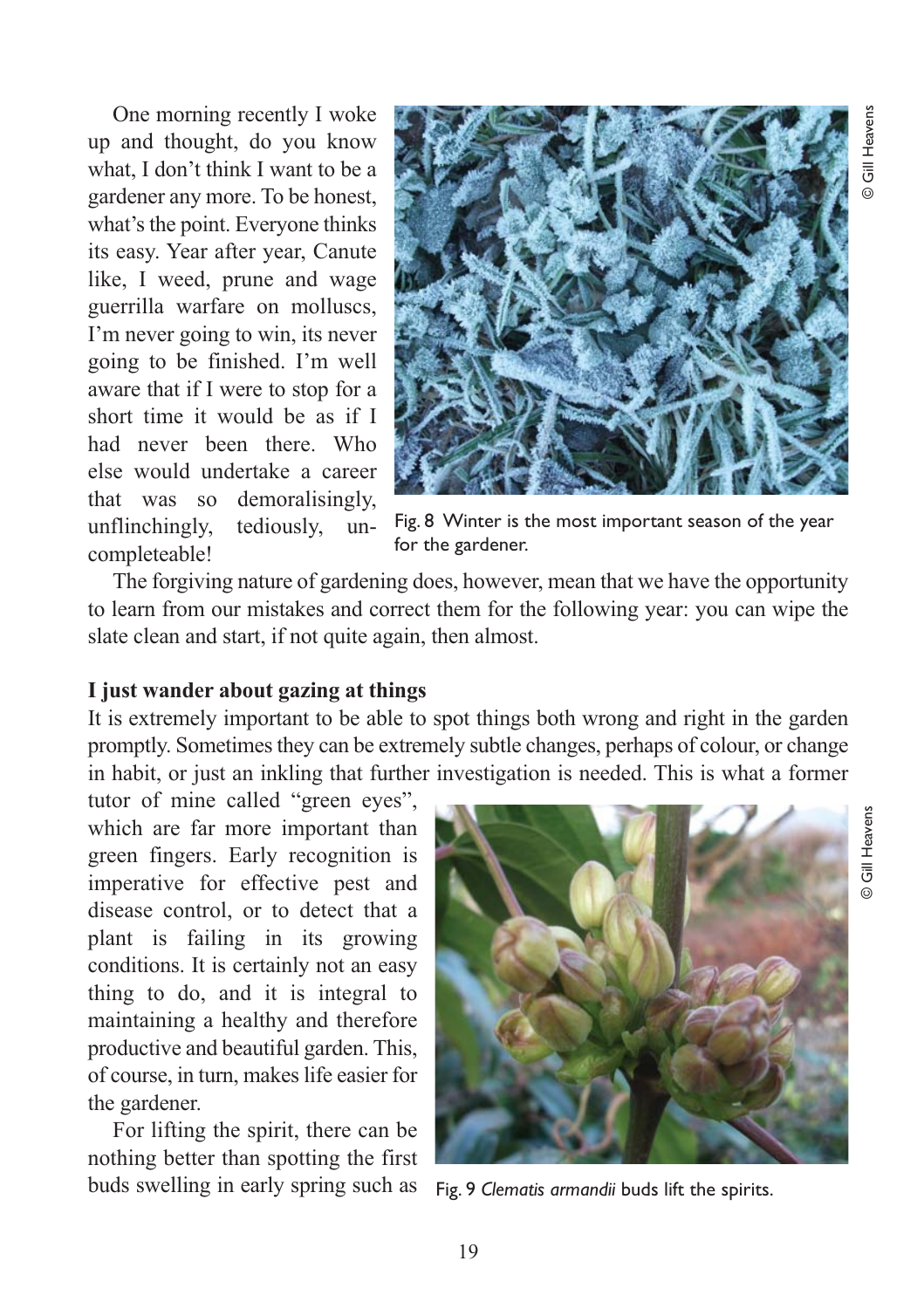One morning recently I woke up and thought, do you know what, I don't think I want to be a gardener any more. To be honest, what's the point. Everyone thinks its easy. Year after year, Canute like, I weed, prune and wage guerrilla warfare on molluscs, I'm never going to win, its never going to be finished. I'm well aware that if I were to stop for a short time it would be as if I had never been there. Who else would undertake a career that was so demoralisingly, unflinchingly, tediously, uncompleteable!

Fig. 8 Winter is the most important season of the year for the gardener.

© Gill Heavens

The forgiving nature of gardening does, however, mean that we have the opportunity to learn from our mistakes and correct them for the following year: you can wipe the slate clean and start, if not quite again, then almost.

**I just wander about gazing at things**

It is extremely important to be able to spot things both wrong and right in the garden promptly. Sometimes they can be extremely subtle changes, perhaps of colour, or change in habit, or just an inkling that further investigation is needed. This is what a former tutor of mine called "green eyes", which are far more important than green fingers. Early recognition is imperative for effective pest and disease control, or to detect that a plant is failing in its growing conditions. It is certainly not an easy thing to do, and it is integral to maintaining a healthy and therefore productive and beautiful garden. This, of course, in turn, makes life easier for the gardener.

For lifting the spirit, there can be nothing better than spotting the first buds swelling in early spring such as

Fig. 9 *Clematis armandii* buds lift the spirits.

© Gill Heavens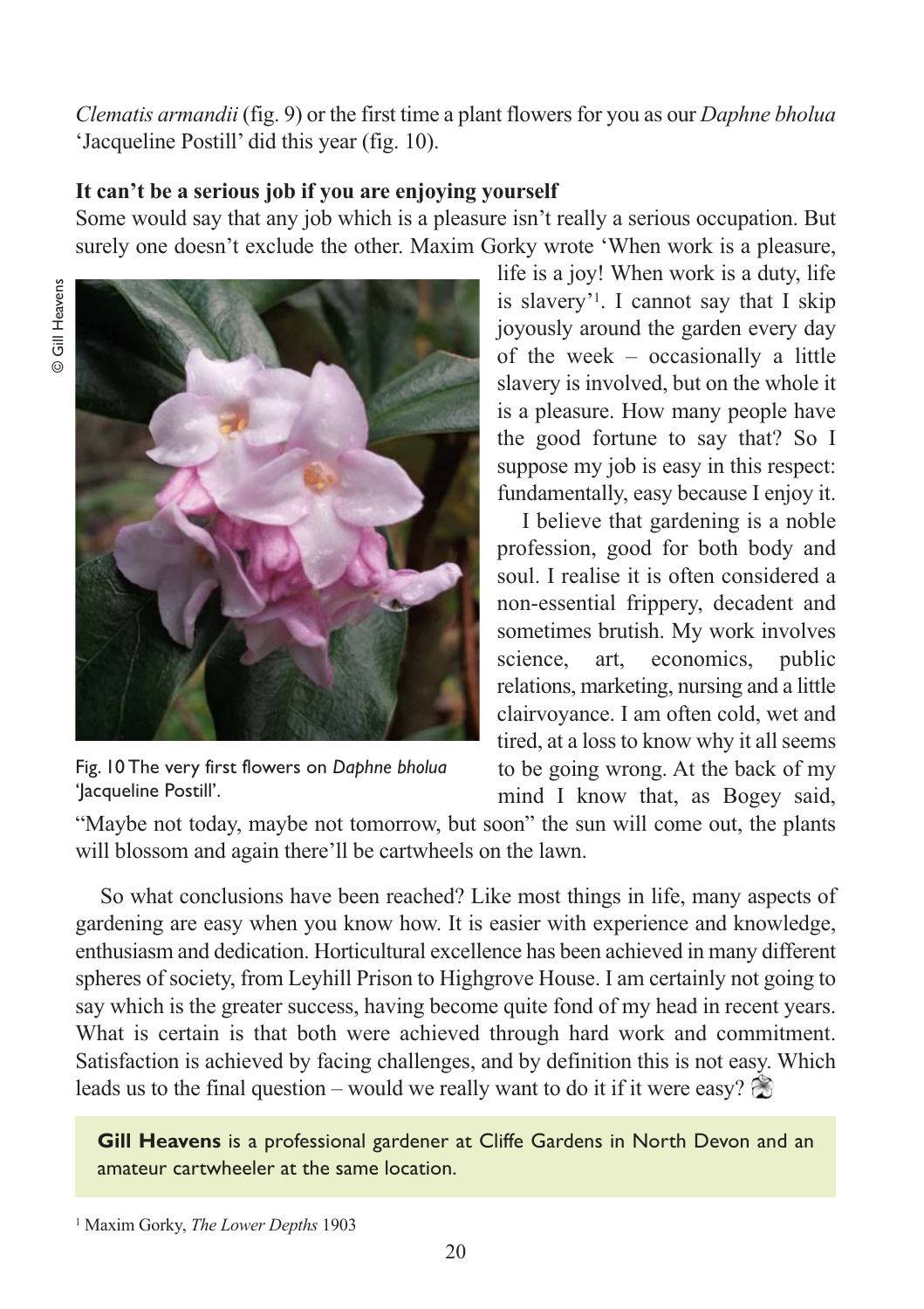*Clematis armandii* (fig. 9) or the first time a plant flowers for you as our *Daphne bholua* 'Jacqueline Postill' did this year (fig. 10).

**It can't be a serious job if you are enjoying yourself**

Some would say that any job which is a pleasure isn't really a serious occupation. But surely one doesn't exclude the other. Maxim Gorky wrote 'When work is a pleasure, life is a joy! When work is a duty, life is slavery'[1]. I cannot say that I skip joyously around the garden every day of the week – occasionally a little slavery is involved, but on the whole it is a pleasure. How many people have the good fortune to say that? So I suppose my job is easy in this respect: fundamentally, easy because I enjoy it.

© Gill Heavens

Fig. 10 The very first flowers on *Daphne bholua* 'Jacqueline Postill'.

I believe that gardening is a noble profession, good for both body and soul. I realise it is often considered a non-essential frippery, decadent and sometimes brutish. My work involves science, art, economics, public relations, marketing, nursing and a little clairvoyance. I am often cold, wet and tired, at a loss to know why it all seems to be going wrong. At the back of my mind I know that, as Bogey said, "Maybe not today, maybe not tomorrow, but soon" the sun will come out, the plants will blossom and again there'll be cartwheels on the lawn.

So what conclusions have been reached? Like most things in life, many aspects of gardening are easy when you know how. It is easier with experience and knowledge, enthusiasm and dedication. Horticultural excellence has been achieved in many different spheres of society, from Leyhill Prison to Highgrove House. I am certainly not going to say which is the greater success, having become quite fond of my head in recent years. What is certain is that both were achieved through hard work and commitment. Satisfaction is achieved by facing challenges, and by definition this is not easy. Which leads us to the final question – would we really want to do it if it were easy?

**Gill Heavens** is a professional gardener at Cliffe Gardens in North Devon and an amateur cartwheeler at the same location.

[1] Maxim Gorky, *The Lower Depths* 1903